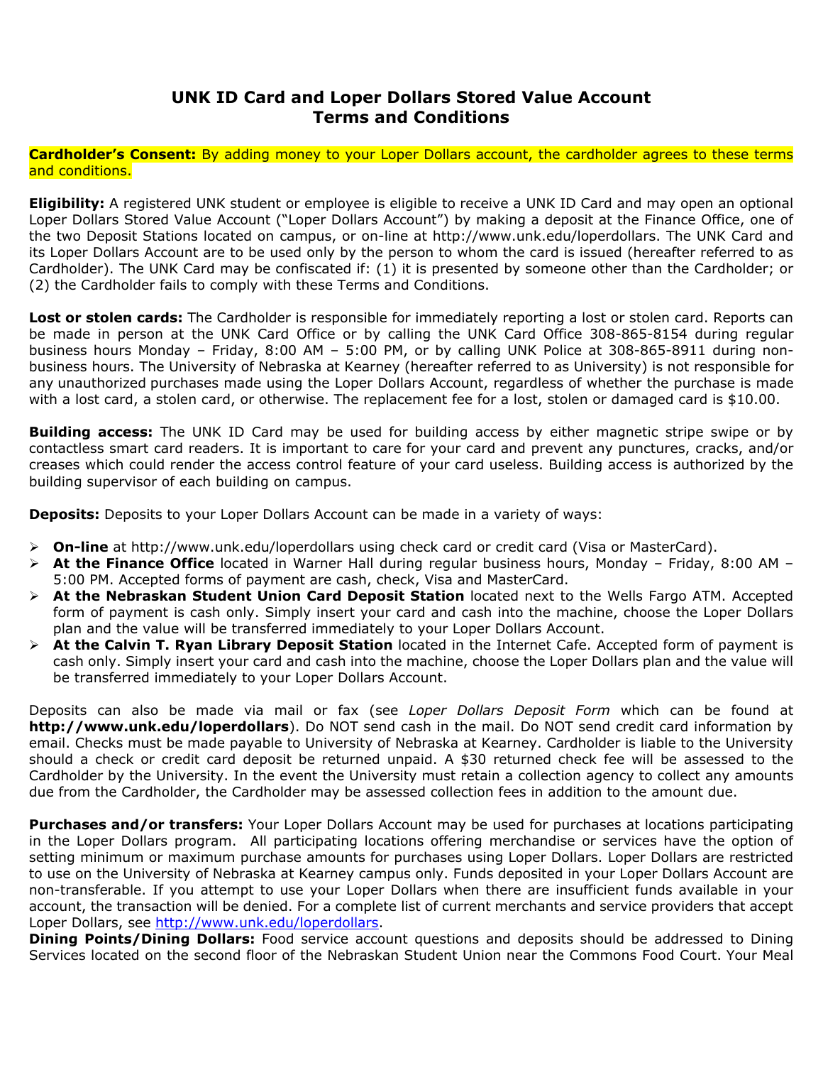# UNK ID Card and Loper Dollars Stored Value Account Terms and Conditions

**Cardholder's Consent:** By adding money to your Loper Dollars account, the cardholder agrees to these terms and conditions.

**Eligibility:** A registered UNK student or employee is eligible to receive a UNK ID Card and may open an optional Loper Dollars Stored Value Account ("Loper Dollars Account") by making a deposit at the Finance Office, one of the two Deposit Stations located on campus, or on-line at http://www.unk.edu/loperdollars. The UNK Card and its Loper Dollars Account are to be used only by the person to whom the card is issued (hereafter referred to as Cardholder). The UNK Card may be confiscated if: (1) it is presented by someone other than the Cardholder; or (2) the Cardholder fails to comply with these Terms and Conditions.

**Lost or stolen cards:** The Cardholder is responsible for immediately reporting a lost or stolen card. Reports can be made in person at the UNK Card Office or by calling the UNK Card Office 308-865-8154 during regular business hours Monday – Friday, 8:00 AM – 5:00 PM, or by calling UNK Police at 308-865-8911 during non-business hours. The University of Nebraska at Kearney (hereafter referred to as University) is not responsible for any unauthorized purchases made using the Loper Dollars Account, regardless of whether the purchase is made with a lost card, a stolen card, or otherwise. The replacement fee for a lost, stolen or damaged card is $10.00.

**Building access:** The UNK ID Card may be used for building access by either magnetic stripe swipe or by contactless smart card readers. It is important to care for your card and prevent any punctures, cracks, and/or creases which could render the access control feature of your card useless. Building access is authorized by the building supervisor of each building on campus.

**Deposits:** Deposits to your Loper Dollars Account can be made in a variety of ways:

- **On-line** at http://www.unk.edu/loperdollars using check card or credit card (Visa or MasterCard).
- **At the Finance Office** located in Warner Hall during regular business hours, Monday – Friday, 8:00 AM – 5:00 PM. Accepted forms of payment are cash, check, Visa and MasterCard.
- **At the Nebraskan Student Union Card Deposit Station** located next to the Wells Fargo ATM. Accepted form of payment is cash only. Simply insert your card and cash into the machine, choose the Loper Dollars plan and the value will be transferred immediately to your Loper Dollars Account.
- **At the Calvin T. Ryan Library Deposit Station** located in the Internet Cafe. Accepted form of payment is cash only. Simply insert your card and cash into the machine, choose the Loper Dollars plan and the value will be transferred immediately to your Loper Dollars Account.

Deposits can also be made via mail or fax (see *Loper Dollars Deposit Form* which can be found at **http://www.unk.edu/loperdollars**). Do NOT send cash in the mail. Do NOT send credit card information by email. Checks must be made payable to University of Nebraska at Kearney. Cardholder is liable to the University should a check or credit card deposit be returned unpaid. A $30 returned check fee will be assessed to the Cardholder by the University. In the event the University must retain a collection agency to collect any amounts due from the Cardholder, the Cardholder may be assessed collection fees in addition to the amount due.

**Purchases and/or transfers:** Your Loper Dollars Account may be used for purchases at locations participating in the Loper Dollars program. All participating locations offering merchandise or services have the option of setting minimum or maximum purchase amounts for purchases using Loper Dollars. Loper Dollars are restricted to use on the University of Nebraska at Kearney campus only. Funds deposited in your Loper Dollars Account are non-transferable. If you attempt to use your Loper Dollars when there are insufficient funds available in your account, the transaction will be denied. For a complete list of current merchants and service providers that accept Loper Dollars, see http://www.unk.edu/loperdollars.

**Dining Points/Dining Dollars:** Food service account questions and deposits should be addressed to Dining Services located on the second floor of the Nebraskan Student Union near the Commons Food Court. Your Meal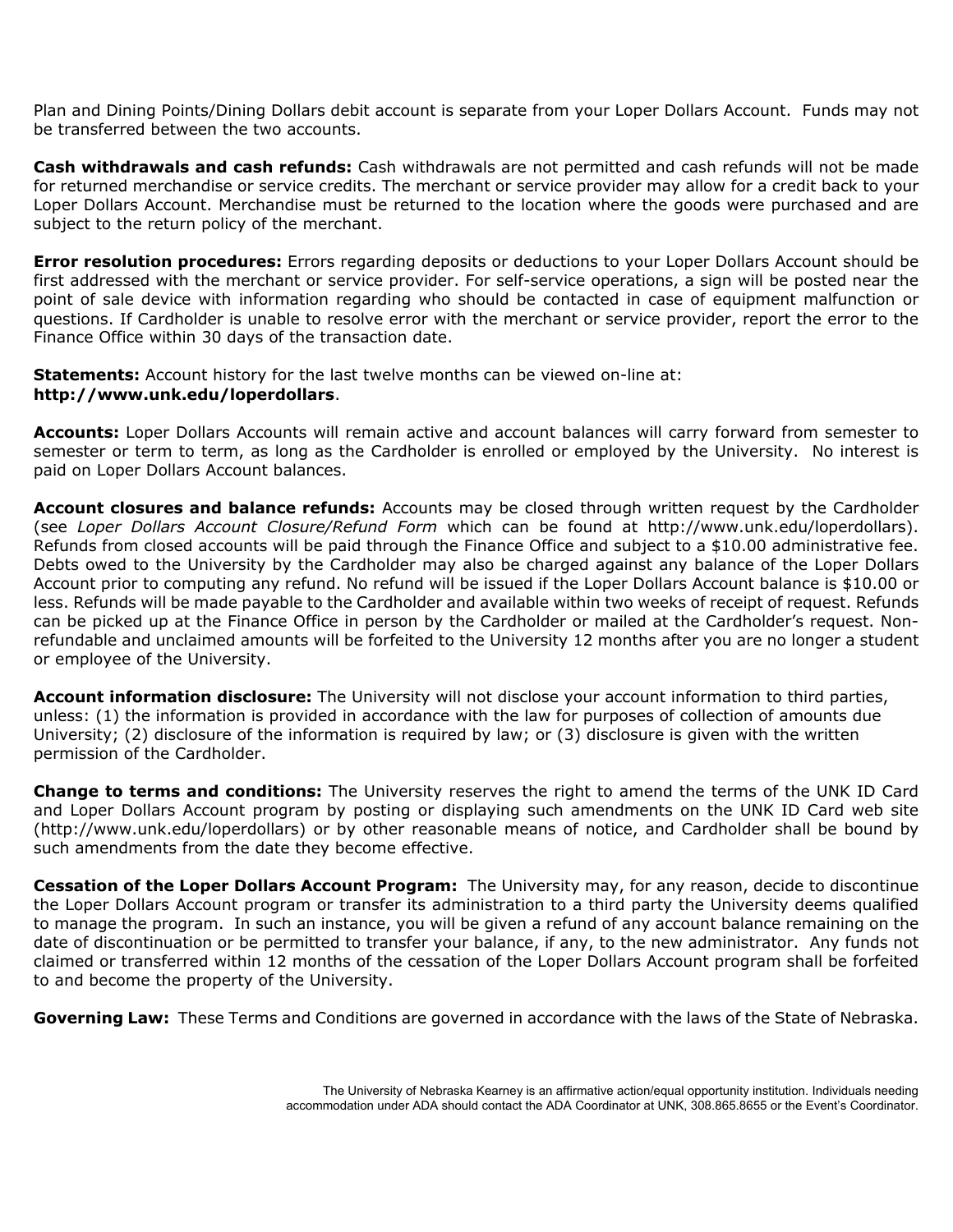Plan and Dining Points/Dining Dollars debit account is separate from your Loper Dollars Account. Funds may not be transferred between the two accounts.

**Cash withdrawals and cash refunds:** Cash withdrawals are not permitted and cash refunds will not be made for returned merchandise or service credits. The merchant or service provider may allow for a credit back to your Loper Dollars Account. Merchandise must be returned to the location where the goods were purchased and are subject to the return policy of the merchant.

**Error resolution procedures:** Errors regarding deposits or deductions to your Loper Dollars Account should be first addressed with the merchant or service provider. For self-service operations, a sign will be posted near the point of sale device with information regarding who should be contacted in case of equipment malfunction or questions. If Cardholder is unable to resolve error with the merchant or service provider, report the error to the Finance Office within 30 days of the transaction date.

**Statements:** Account history for the last twelve months can be viewed on-line at:
**http://www.unk.edu/loperdollars**.

**Accounts:** Loper Dollars Accounts will remain active and account balances will carry forward from semester to semester or term to term, as long as the Cardholder is enrolled or employed by the University. No interest is paid on Loper Dollars Account balances.

**Account closures and balance refunds:** Accounts may be closed through written request by the Cardholder (see *Loper Dollars Account Closure/Refund Form* which can be found at http://www.unk.edu/loperdollars). Refunds from closed accounts will be paid through the Finance Office and subject to a $10.00 administrative fee. Debts owed to the University by the Cardholder may also be charged against any balance of the Loper Dollars Account prior to computing any refund. No refund will be issued if the Loper Dollars Account balance is $10.00 or less. Refunds will be made payable to the Cardholder and available within two weeks of receipt of request. Refunds can be picked up at the Finance Office in person by the Cardholder or mailed at the Cardholder's request. Non-refundable and unclaimed amounts will be forfeited to the University 12 months after you are no longer a student or employee of the University.

**Account information disclosure:** The University will not disclose your account information to third parties, unless: (1) the information is provided in accordance with the law for purposes of collection of amounts due University; (2) disclosure of the information is required by law; or (3) disclosure is given with the written permission of the Cardholder.

**Change to terms and conditions:** The University reserves the right to amend the terms of the UNK ID Card and Loper Dollars Account program by posting or displaying such amendments on the UNK ID Card web site (http://www.unk.edu/loperdollars) or by other reasonable means of notice, and Cardholder shall be bound by such amendments from the date they become effective.

**Cessation of the Loper Dollars Account Program:** The University may, for any reason, decide to discontinue the Loper Dollars Account program or transfer its administration to a third party the University deems qualified to manage the program. In such an instance, you will be given a refund of any account balance remaining on the date of discontinuation or be permitted to transfer your balance, if any, to the new administrator. Any funds not claimed or transferred within 12 months of the cessation of the Loper Dollars Account program shall be forfeited to and become the property of the University.

**Governing Law:** These Terms and Conditions are governed in accordance with the laws of the State of Nebraska.

The University of Nebraska Kearney is an affirmative action/equal opportunity institution. Individuals needing accommodation under ADA should contact the ADA Coordinator at UNK, 308.865.8655 or the Event's Coordinator.